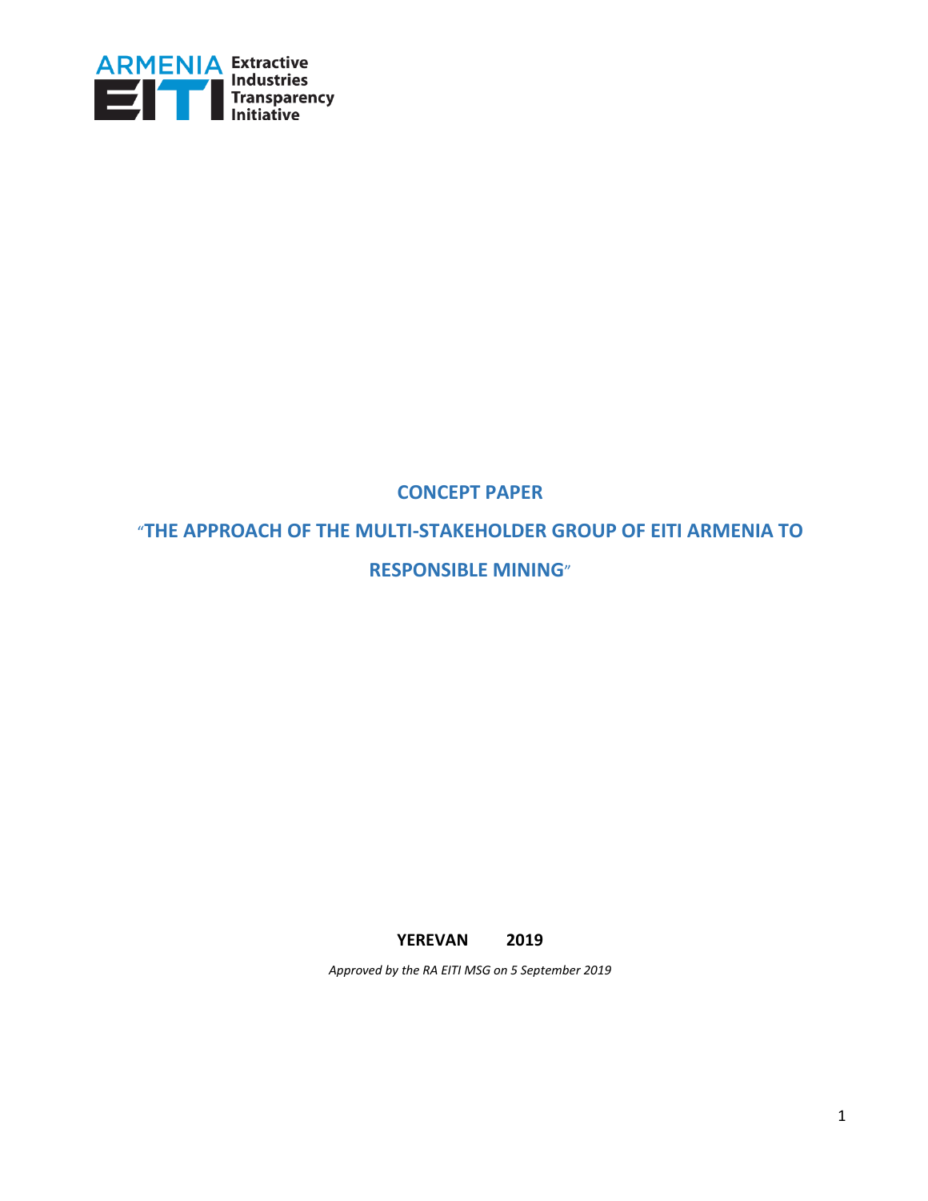ARMENIA EITI Extractive Industries Transparency Initiative

# CONCEPT PAPER

# "THE APPROACH OF THE MULTI-STAKEHOLDER GROUP OF EITI ARMENIA TO RESPONSIBLE MINING"

**YEREVAN 2019**

*Approved by the RA EITI MSG on 5 September 2019*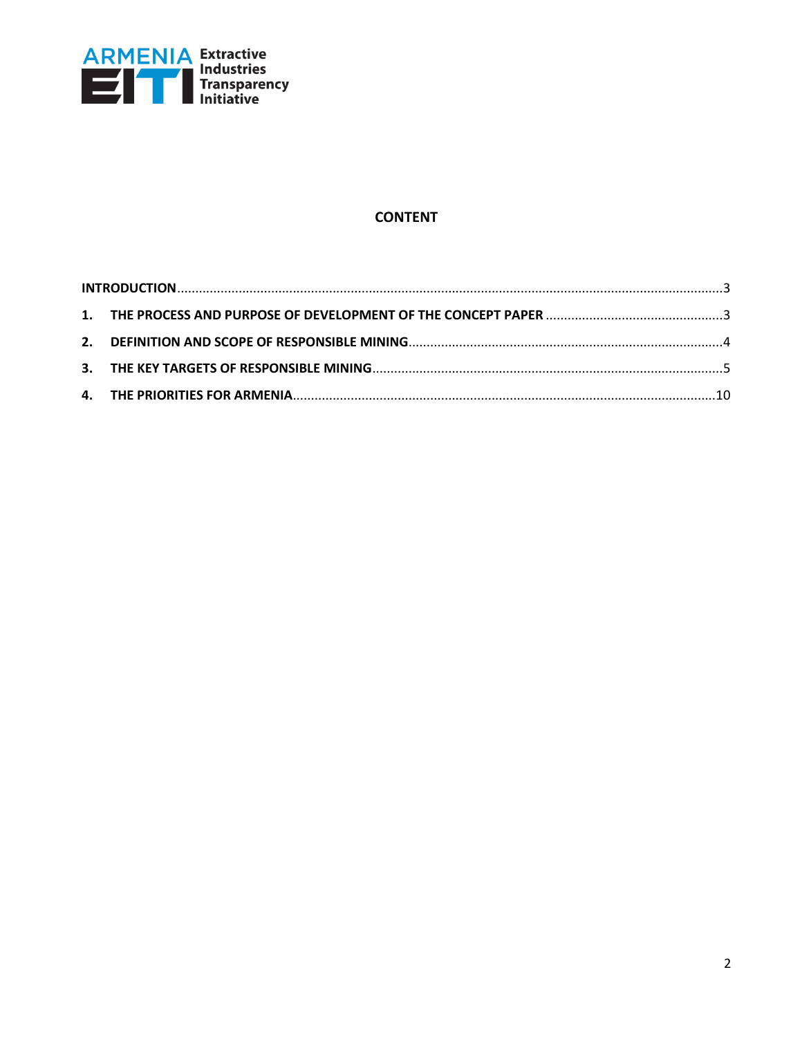# CONTENT

**INTRODUCTION** ........................................................................................................................................ 3

**1. THE PROCESS AND PURPOSE OF DEVELOPMENT OF THE CONCEPT PAPER** ........................................... 3

**2. DEFINITION AND SCOPE OF RESPONSIBLE MINING** .............................................................................. 4

**3. THE KEY TARGETS OF RESPONSIBLE MINING** ......................................................................................... 5

**4. THE PRIORITIES FOR ARMENIA** ............................................................................................................. 10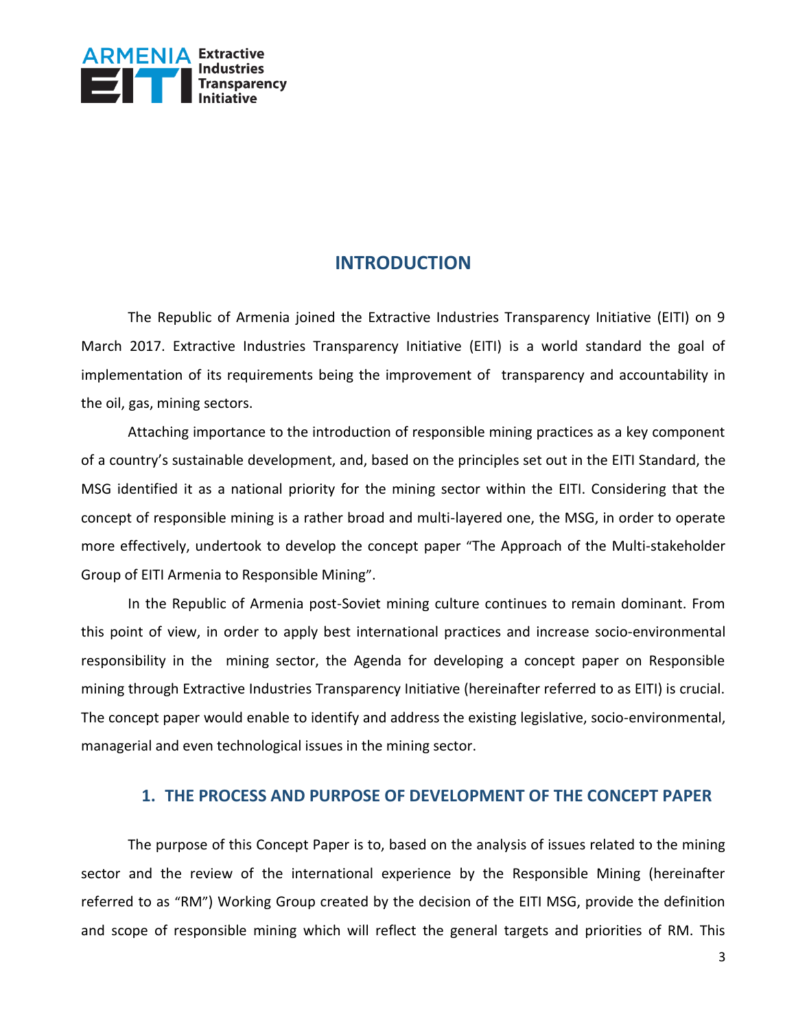# INTRODUCTION

The Republic of Armenia joined the Extractive Industries Transparency Initiative (EITI) on 9 March 2017. Extractive Industries Transparency Initiative (EITI) is a world standard the goal of implementation of its requirements being the improvement of transparency and accountability in the oil, gas, mining sectors.

Attaching importance to the introduction of responsible mining practices as a key component of a country's sustainable development, and, based on the principles set out in the EITI Standard, the MSG identified it as a national priority for the mining sector within the EITI. Considering that the concept of responsible mining is a rather broad and multi-layered one, the MSG, in order to operate more effectively, undertook to develop the concept paper "The Approach of the Multi-stakeholder Group of EITI Armenia to Responsible Mining".

In the Republic of Armenia post-Soviet mining culture continues to remain dominant. From this point of view, in order to apply best international practices and increase socio-environmental responsibility in the mining sector, the Agenda for developing a concept paper on Responsible mining through Extractive Industries Transparency Initiative (hereinafter referred to as EITI) is crucial. The concept paper would enable to identify and address the existing legislative, socio-environmental, managerial and even technological issues in the mining sector.

## 1. THE PROCESS AND PURPOSE OF DEVELOPMENT OF THE CONCEPT PAPER

The purpose of this Concept Paper is to, based on the analysis of issues related to the mining sector and the review of the international experience by the Responsible Mining (hereinafter referred to as "RM") Working Group created by the decision of the EITI MSG, provide the definition and scope of responsible mining which will reflect the general targets and priorities of RM. This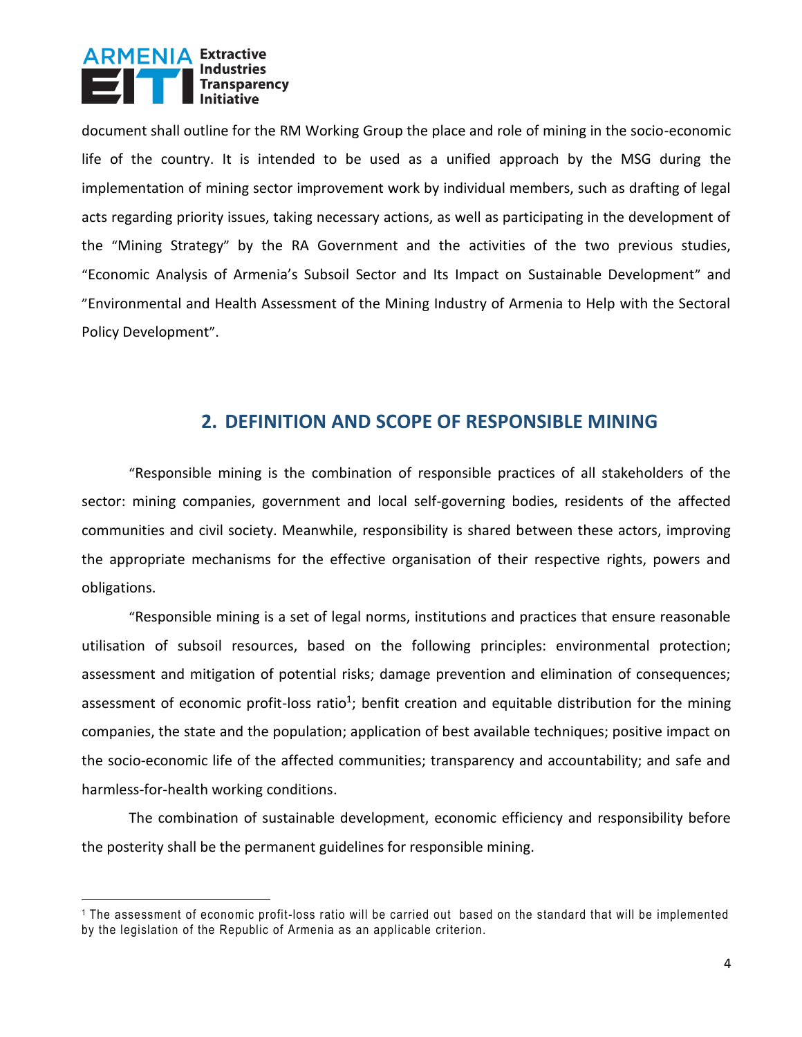document shall outline for the RM Working Group the place and role of mining in the socio-economic life of the country. It is intended to be used as a unified approach by the MSG during the implementation of mining sector improvement work by individual members, such as drafting of legal acts regarding priority issues, taking necessary actions, as well as participating in the development of the "Mining Strategy" by the RA Government and the activities of the two previous studies, "Economic Analysis of Armenia's Subsoil Sector and Its Impact on Sustainable Development" and "Environmental and Health Assessment of the Mining Industry of Armenia to Help with the Sectoral Policy Development".

## 2. DEFINITION AND SCOPE OF RESPONSIBLE MINING

"Responsible mining is the combination of responsible practices of all stakeholders of the sector: mining companies, government and local self-governing bodies, residents of the affected communities and civil society. Meanwhile, responsibility is shared between these actors, improving the appropriate mechanisms for the effective organisation of their respective rights, powers and obligations.

"Responsible mining is a set of legal norms, institutions and practices that ensure reasonable utilisation of subsoil resources, based on the following principles: environmental protection; assessment and mitigation of potential risks; damage prevention and elimination of consequences; assessment of economic profit-loss ratio[1]; benfit creation and equitable distribution for the mining companies, the state and the population; application of best available techniques; positive impact on the socio-economic life of the affected communities; transparency and accountability; and safe and harmless-for-health working conditions.

The combination of sustainable development, economic efficiency and responsibility before the posterity shall be the permanent guidelines for responsible mining.

[1] The assessment of economic profit-loss ratio will be carried out based on the standard that will be implemented by the legislation of the Republic of Armenia as an applicable criterion.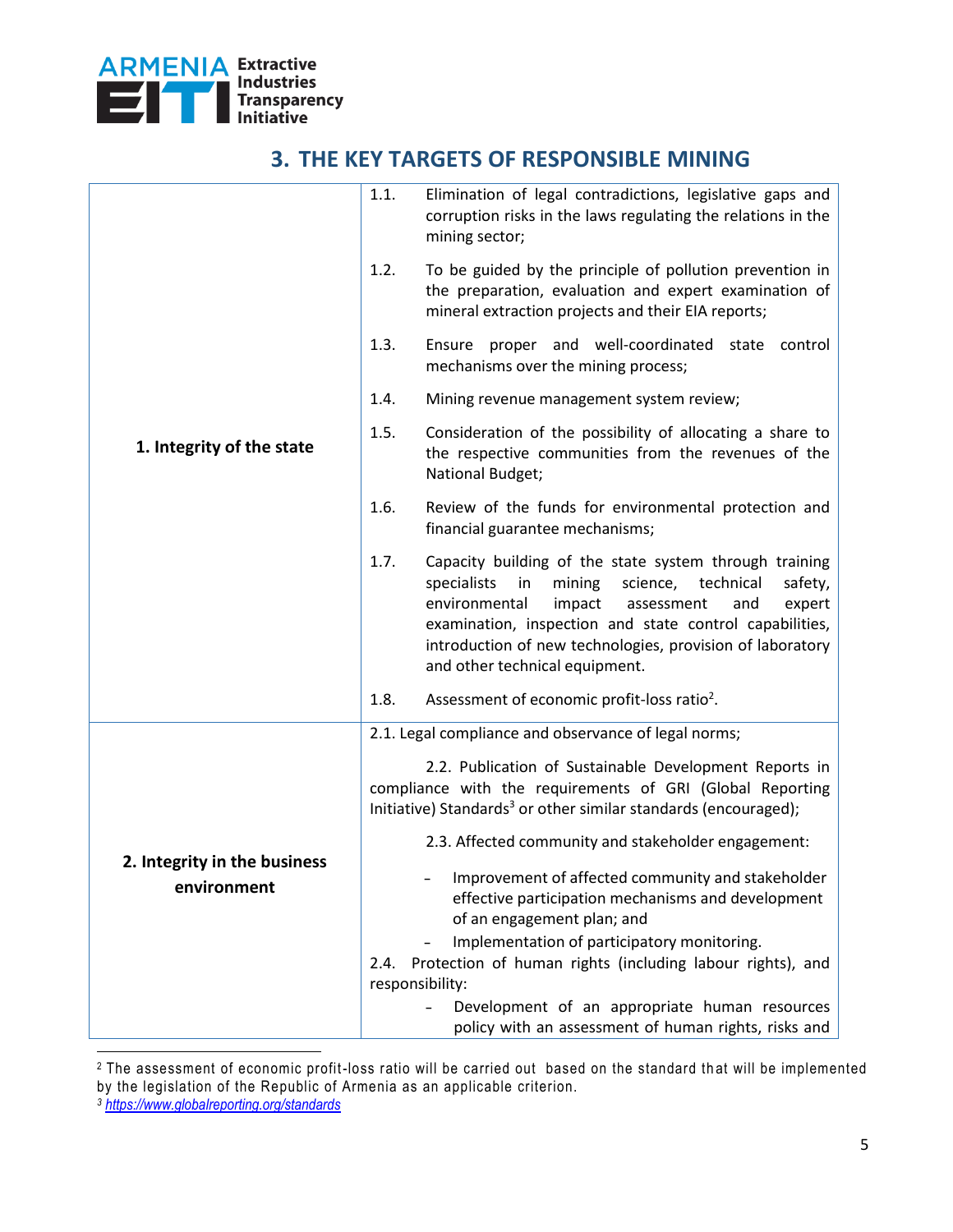## 3. THE KEY TARGETS OF RESPONSIBLE MINING

| | |
|---|---|
| **1. Integrity of the state** | 1.1. Elimination of legal contradictions, legislative gaps and corruption risks in the laws regulating the relations in the mining sector;<br><br>1.2. To be guided by the principle of pollution prevention in the preparation, evaluation and expert examination of mineral extraction projects and their EIA reports;<br><br>1.3. Ensure proper and well-coordinated state control mechanisms over the mining process;<br><br>1.4. Mining revenue management system review;<br><br>1.5. Consideration of the possibility of allocating a share to the respective communities from the revenues of the National Budget;<br><br>1.6. Review of the funds for environmental protection and financial guarantee mechanisms;<br><br>1.7. Capacity building of the state system through training specialists in mining science, technical safety, environmental impact assessment and expert examination, inspection and state control capabilities, introduction of new technologies, provision of laboratory and other technical equipment.<br><br>1.8. Assessment of economic profit-loss ratio[2]. |
| **2. Integrity in the business environment** | 2.1. Legal compliance and observance of legal norms;<br><br>2.2. Publication of Sustainable Development Reports in compliance with the requirements of GRI (Global Reporting Initiative) Standards[3] or other similar standards (encouraged);<br><br>2.3. Affected community and stakeholder engagement:<br>- Improvement of affected community and stakeholder effective participation mechanisms and development of an engagement plan; and<br>- Implementation of participatory monitoring.<br><br>2.4. Protection of human rights (including labour rights), and responsibility:<br>- Development of an appropriate human resources policy with an assessment of human rights, risks and |

[2] The assessment of economic profit-loss ratio will be carried out based on the standard that will be implemented by the legislation of the Republic of Armenia as an applicable criterion.

[3] https://www.globalreporting.org/standards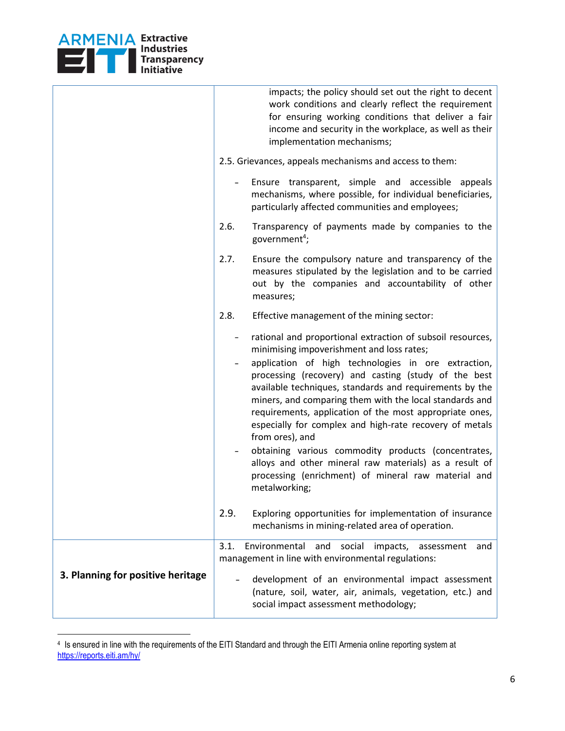| | |
|---|---|
| | impacts; the policy should set out the right to decent work conditions and clearly reflect the requirement for ensuring working conditions that deliver a fair income and security in the workplace, as well as their implementation mechanisms;<br><br>2.5. Grievances, appeals mechanisms and access to them:<br>- Ensure transparent, simple and accessible appeals mechanisms, where possible, for individual beneficiaries, particularly affected communities and employees;<br><br>2.6. Transparency of payments made by companies to the government[4];<br><br>2.7. Ensure the compulsory nature and transparency of the measures stipulated by the legislation and to be carried out by the companies and accountability of other measures;<br><br>2.8. Effective management of the mining sector:<br>- rational and proportional extraction of subsoil resources, minimising impoverishment and loss rates;<br>- application of high technologies in ore extraction, processing (recovery) and casting (study of the best available techniques, standards and requirements by the miners, and comparing them with the local standards and requirements, application of the most appropriate ones, especially for complex and high-rate recovery of metals from ores), and<br>- obtaining various commodity products (concentrates, alloys and other mineral raw materials) as a result of processing (enrichment) of mineral raw material and metalworking;<br><br>2.9. Exploring opportunities for implementation of insurance mechanisms in mining-related area of operation. |
| **3. Planning for positive heritage** | 3.1. Environmental and social impacts, assessment and management in line with environmental regulations:<br>- development of an environmental impact assessment (nature, soil, water, air, animals, vegetation, etc.) and social impact assessment methodology; |

[4] Is ensured in line with the requirements of the EITI Standard and through the EITI Armenia online reporting system at https://reports.eiti.am/hy/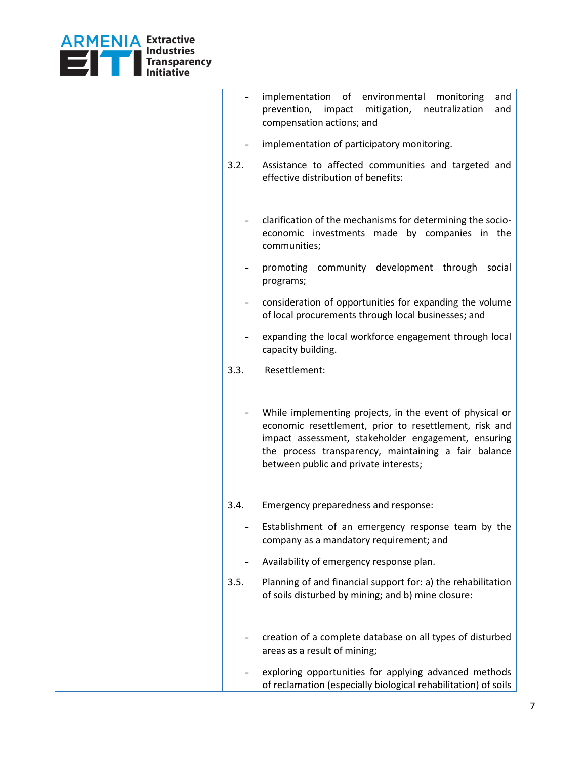| | |
|---|---|
| | - implementation of environmental monitoring and prevention, impact mitigation, neutralization and compensation actions; and<br><br>- implementation of participatory monitoring.<br><br>3.2. Assistance to affected communities and targeted and effective distribution of benefits:<br><br>- clarification of the mechanisms for determining the socio-economic investments made by companies in the communities;<br><br>- promoting community development through social programs;<br><br>- consideration of opportunities for expanding the volume of local procurements through local businesses; and<br><br>- expanding the local workforce engagement through local capacity building.<br><br>3.3. Resettlement:<br><br>- While implementing projects, in the event of physical or economic resettlement, prior to resettlement, risk and impact assessment, stakeholder engagement, ensuring the process transparency, maintaining a fair balance between public and private interests;<br><br>3.4. Emergency preparedness and response:<br><br>- Establishment of an emergency response team by the company as a mandatory requirement; and<br><br>- Availability of emergency response plan.<br><br>3.5. Planning of and financial support for: a) the rehabilitation of soils disturbed by mining; and b) mine closure:<br><br>- creation of a complete database on all types of disturbed areas as a result of mining;<br><br>- exploring opportunities for applying advanced methods of reclamation (especially biological rehabilitation) of soils |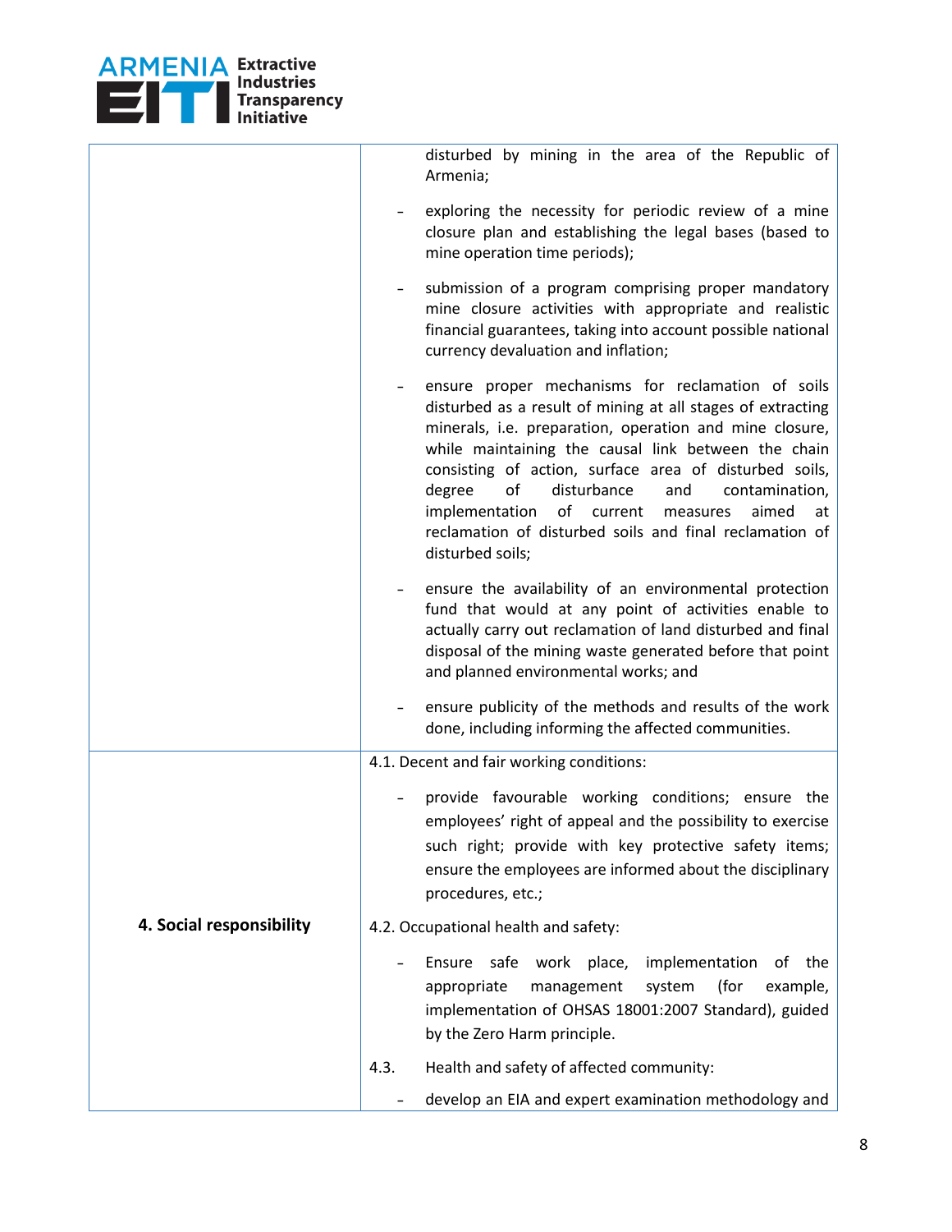| | |
|---|---|
| | disturbed by mining in the area of the Republic of Armenia;<br><br>- exploring the necessity for periodic review of a mine closure plan and establishing the legal bases (based to mine operation time periods);<br><br>- submission of a program comprising proper mandatory mine closure activities with appropriate and realistic financial guarantees, taking into account possible national currency devaluation and inflation;<br><br>- ensure proper mechanisms for reclamation of soils disturbed as a result of mining at all stages of extracting minerals, i.e. preparation, operation and mine closure, while maintaining the causal link between the chain consisting of action, surface area of disturbed soils, degree of disturbance and contamination, implementation of current measures aimed at reclamation of disturbed soils and final reclamation of disturbed soils;<br><br>- ensure the availability of an environmental protection fund that would at any point of activities enable to actually carry out reclamation of land disturbed and final disposal of the mining waste generated before that point and planned environmental works; and<br><br>- ensure publicity of the methods and results of the work done, including informing the affected communities. |
| **4. Social responsibility** | 4.1. Decent and fair working conditions:<br><br>- provide favourable working conditions; ensure the employees' right of appeal and the possibility to exercise such right; provide with key protective safety items; ensure the employees are informed about the disciplinary procedures, etc.;<br><br>4.2. Occupational health and safety:<br><br>- Ensure safe work place, implementation of the appropriate management system (for example, implementation of OHSAS 18001:2007 Standard), guided by the Zero Harm principle.<br><br>4.3. Health and safety of affected community:<br><br>- develop an EIA and expert examination methodology and |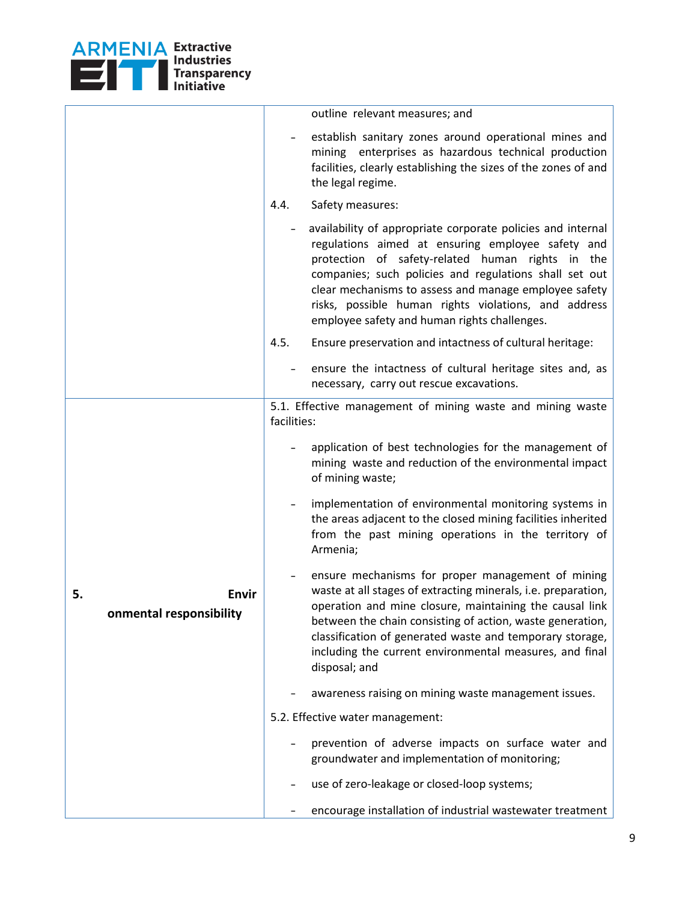| | |
|---|---|
| | outline relevant measures; and<br><br>- establish sanitary zones around operational mines and mining enterprises as hazardous technical production facilities, clearly establishing the sizes of the zones of and the legal regime.<br><br>4.4. Safety measures:<br><br>- availability of appropriate corporate policies and internal regulations aimed at ensuring employee safety and protection of safety-related human rights in the companies; such policies and regulations shall set out clear mechanisms to assess and manage employee safety risks, possible human rights violations, and address employee safety and human rights challenges.<br><br>4.5. Ensure preservation and intactness of cultural heritage:<br><br>- ensure the intactness of cultural heritage sites and, as necessary, carry out rescue excavations. |
| **5. Environmental responsibility** | 5.1. Effective management of mining waste and mining waste facilities:<br><br>- application of best technologies for the management of mining waste and reduction of the environmental impact of mining waste;<br><br>- implementation of environmental monitoring systems in the areas adjacent to the closed mining facilities inherited from the past mining operations in the territory of Armenia;<br><br>- ensure mechanisms for proper management of mining waste at all stages of extracting minerals, i.e. preparation, operation and mine closure, maintaining the causal link between the chain consisting of action, waste generation, classification of generated waste and temporary storage, including the current environmental measures, and final disposal; and<br><br>- awareness raising on mining waste management issues.<br><br>5.2. Effective water management:<br><br>- prevention of adverse impacts on surface water and groundwater and implementation of monitoring;<br><br>- use of zero-leakage or closed-loop systems;<br><br>- encourage installation of industrial wastewater treatment |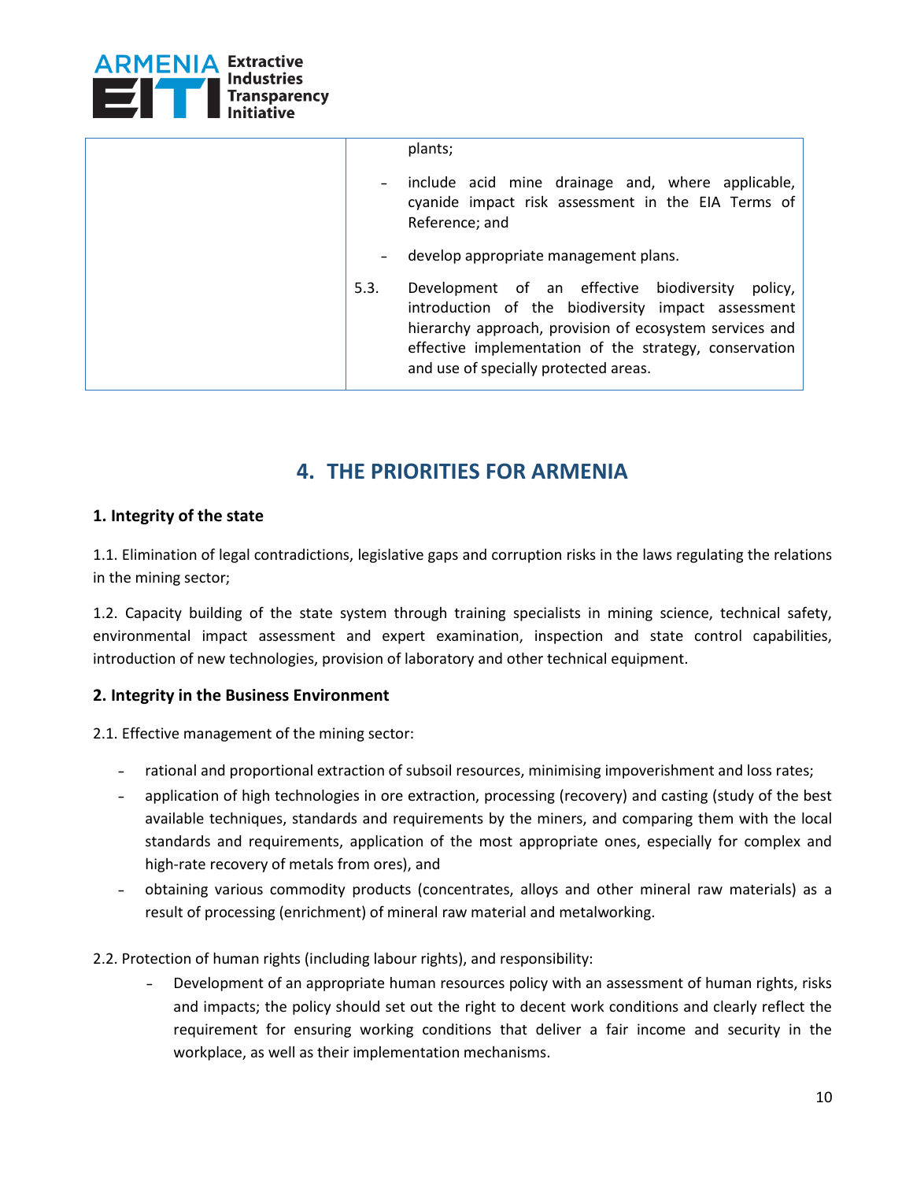| | |
|---|---|
| | plants;<br>- include acid mine drainage and, where applicable, cyanide impact risk assessment in the EIA Terms of Reference; and<br>- develop appropriate management plans.<br>5.3. Development of an effective biodiversity policy, introduction of the biodiversity impact assessment hierarchy approach, provision of ecosystem services and effective implementation of the strategy, conservation and use of specially protected areas. |

# 4. THE PRIORITIES FOR ARMENIA

**1. Integrity of the state**

1.1. Elimination of legal contradictions, legislative gaps and corruption risks in the laws regulating the relations in the mining sector;

1.2. Capacity building of the state system through training specialists in mining science, technical safety, environmental impact assessment and expert examination, inspection and state control capabilities, introduction of new technologies, provision of laboratory and other technical equipment.

**2. Integrity in the Business Environment**

2.1. Effective management of the mining sector:

- rational and proportional extraction of subsoil resources, minimising impoverishment and loss rates;
- application of high technologies in ore extraction, processing (recovery) and casting (study of the best available techniques, standards and requirements by the miners, and comparing them with the local standards and requirements, application of the most appropriate ones, especially for complex and high-rate recovery of metals from ores), and
- obtaining various commodity products (concentrates, alloys and other mineral raw materials) as a result of processing (enrichment) of mineral raw material and metalworking.

2.2. Protection of human rights (including labour rights), and responsibility:

- Development of an appropriate human resources policy with an assessment of human rights, risks and impacts; the policy should set out the right to decent work conditions and clearly reflect the requirement for ensuring working conditions that deliver a fair income and security in the workplace, as well as their implementation mechanisms.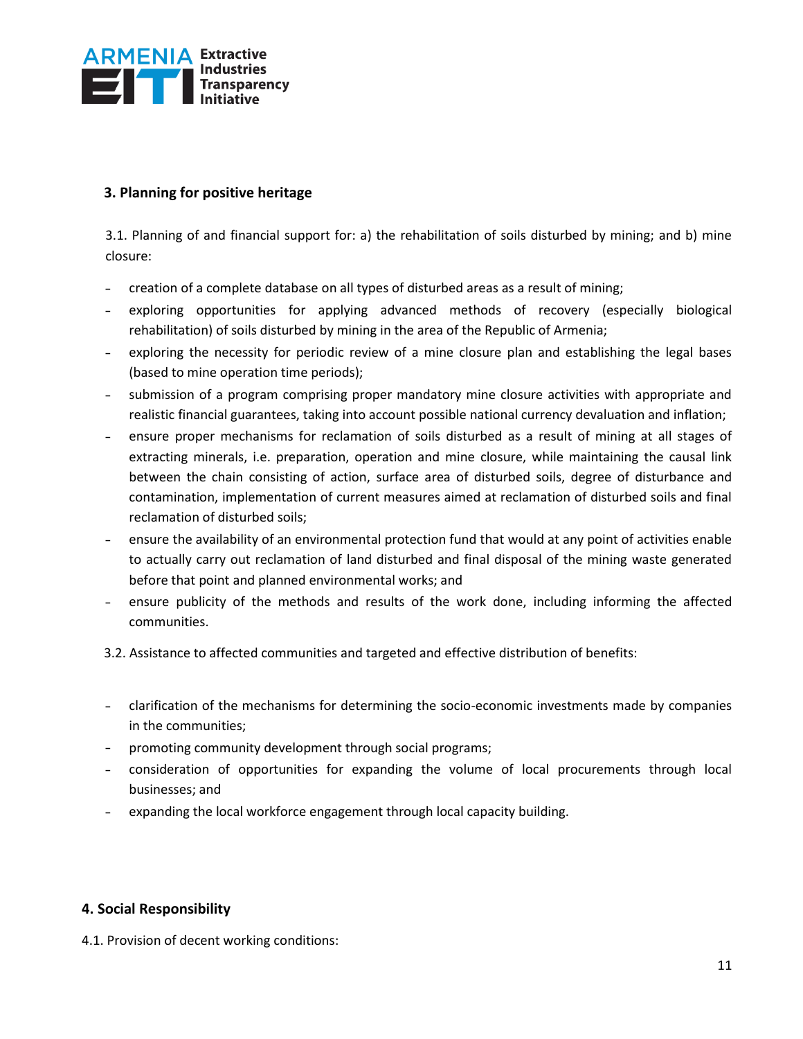## 3. Planning for positive heritage

3.1. Planning of and financial support for: a) the rehabilitation of soils disturbed by mining; and b) mine closure:

- creation of a complete database on all types of disturbed areas as a result of mining;
- exploring opportunities for applying advanced methods of recovery (especially biological rehabilitation) of soils disturbed by mining in the area of the Republic of Armenia;
- exploring the necessity for periodic review of a mine closure plan and establishing the legal bases (based to mine operation time periods);
- submission of a program comprising proper mandatory mine closure activities with appropriate and realistic financial guarantees, taking into account possible national currency devaluation and inflation;
- ensure proper mechanisms for reclamation of soils disturbed as a result of mining at all stages of extracting minerals, i.e. preparation, operation and mine closure, while maintaining the causal link between the chain consisting of action, surface area of disturbed soils, degree of disturbance and contamination, implementation of current measures aimed at reclamation of disturbed soils and final reclamation of disturbed soils;
- ensure the availability of an environmental protection fund that would at any point of activities enable to actually carry out reclamation of land disturbed and final disposal of the mining waste generated before that point and planned environmental works; and
- ensure publicity of the methods and results of the work done, including informing the affected communities.

3.2. Assistance to affected communities and targeted and effective distribution of benefits:

- clarification of the mechanisms for determining the socio-economic investments made by companies in the communities;
- promoting community development through social programs;
- consideration of opportunities for expanding the volume of local procurements through local businesses; and
- expanding the local workforce engagement through local capacity building.

## 4. Social Responsibility

4.1. Provision of decent working conditions: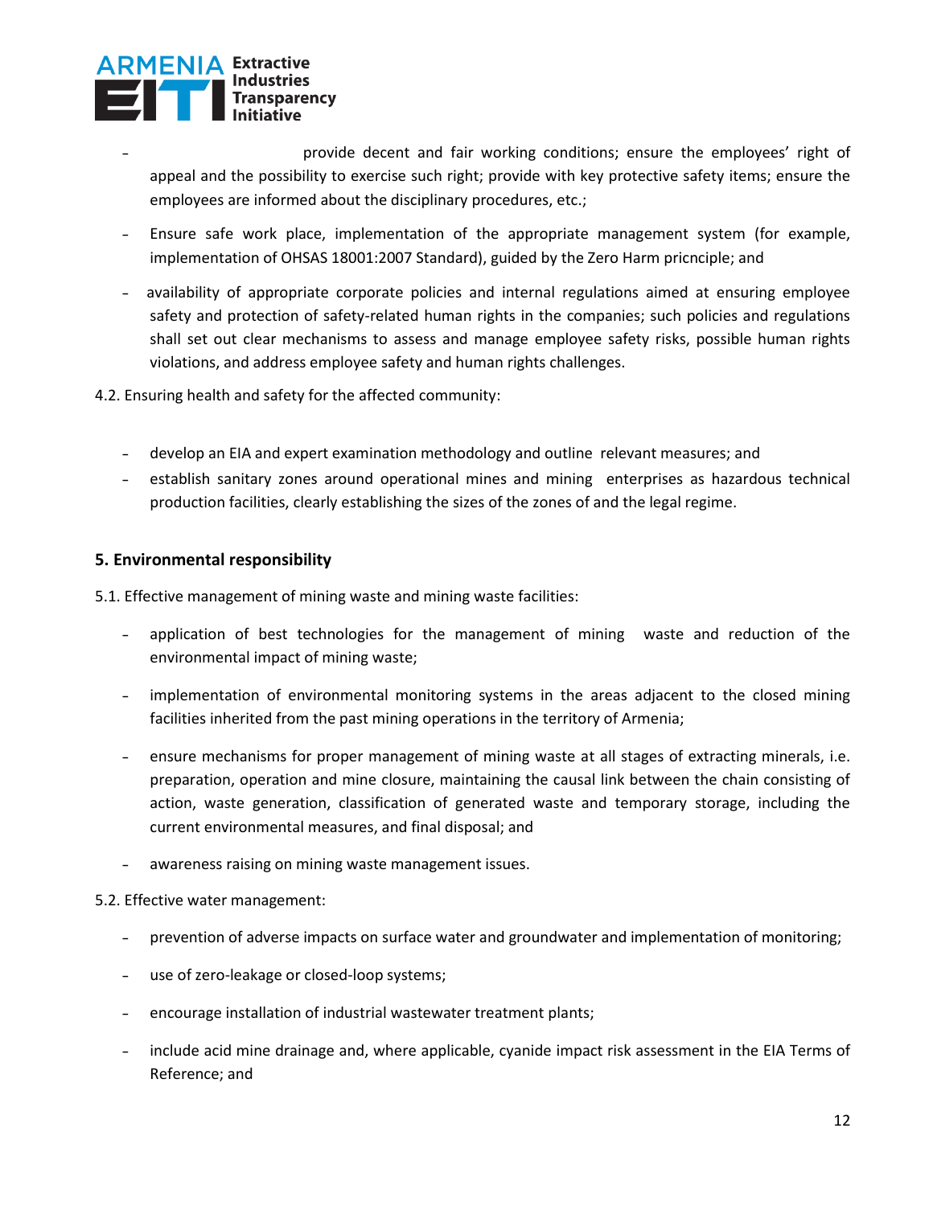- provide decent and fair working conditions; ensure the employees' right of appeal and the possibility to exercise such right; provide with key protective safety items; ensure the employees are informed about the disciplinary procedures, etc.;
- Ensure safe work place, implementation of the appropriate management system (for example, implementation of OHSAS 18001:2007 Standard), guided by the Zero Harm pricnciple; and
- availability of appropriate corporate policies and internal regulations aimed at ensuring employee safety and protection of safety-related human rights in the companies; such policies and regulations shall set out clear mechanisms to assess and manage employee safety risks, possible human rights violations, and address employee safety and human rights challenges.

4.2. Ensuring health and safety for the affected community:

- develop an EIA and expert examination methodology and outline relevant measures; and
- establish sanitary zones around operational mines and mining enterprises as hazardous technical production facilities, clearly establishing the sizes of the zones of and the legal regime.

## 5. Environmental responsibility

5.1. Effective management of mining waste and mining waste facilities:

- application of best technologies for the management of mining waste and reduction of the environmental impact of mining waste;
- implementation of environmental monitoring systems in the areas adjacent to the closed mining facilities inherited from the past mining operations in the territory of Armenia;
- ensure mechanisms for proper management of mining waste at all stages of extracting minerals, i.e. preparation, operation and mine closure, maintaining the causal link between the chain consisting of action, waste generation, classification of generated waste and temporary storage, including the current environmental measures, and final disposal; and
- awareness raising on mining waste management issues.

5.2. Effective water management:

- prevention of adverse impacts on surface water and groundwater and implementation of monitoring;
- use of zero-leakage or closed-loop systems;
- encourage installation of industrial wastewater treatment plants;
- include acid mine drainage and, where applicable, cyanide impact risk assessment in the EIA Terms of Reference; and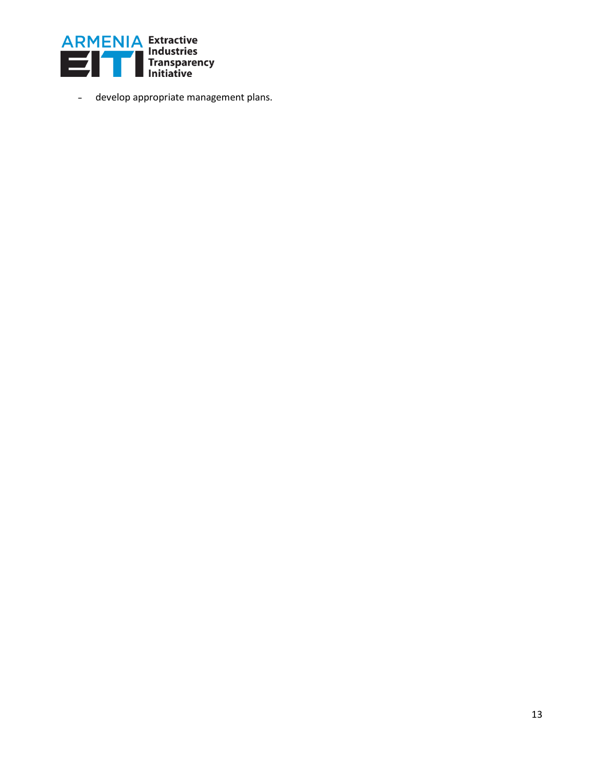- develop appropriate management plans.